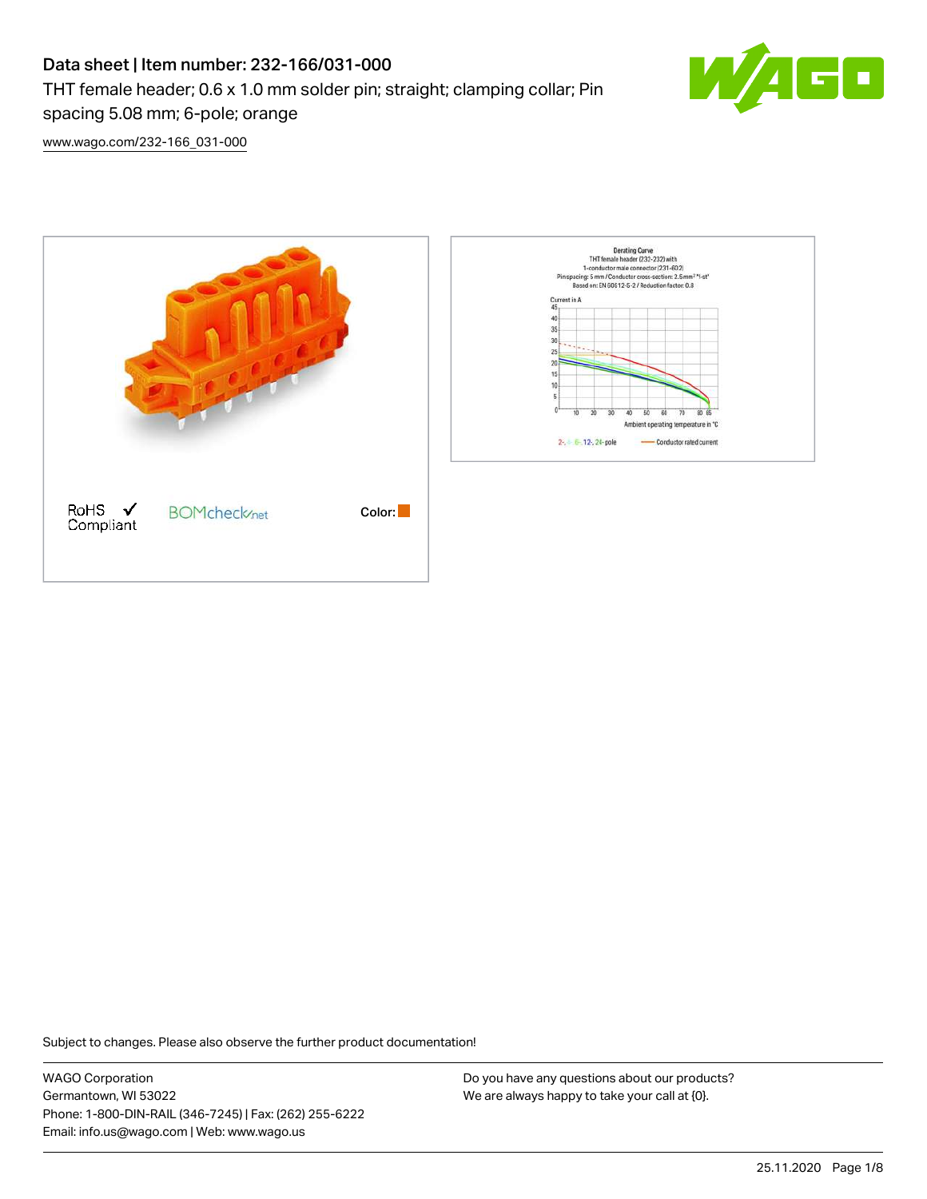# Data sheet | Item number: 232-166/031-000

THT female header; 0.6 x 1.0 mm solder pin; straight; clamping collar; Pin spacing 5.08 mm; 6-pole; orange

www.wago.com/232-166_031-000

RoHS Compliant

BOMcheck.net

Color:

Subject to changes. Please also observe the further product documentation!

WAGO Corporation
Germantown, WI 53022
Phone: 1-800-DIN-RAIL (346-7245) | Fax: (262) 255-6222
Email: info.us@wago.com | Web: www.wago.us

Do you have any questions about our products?
We are always happy to take your call at {0}.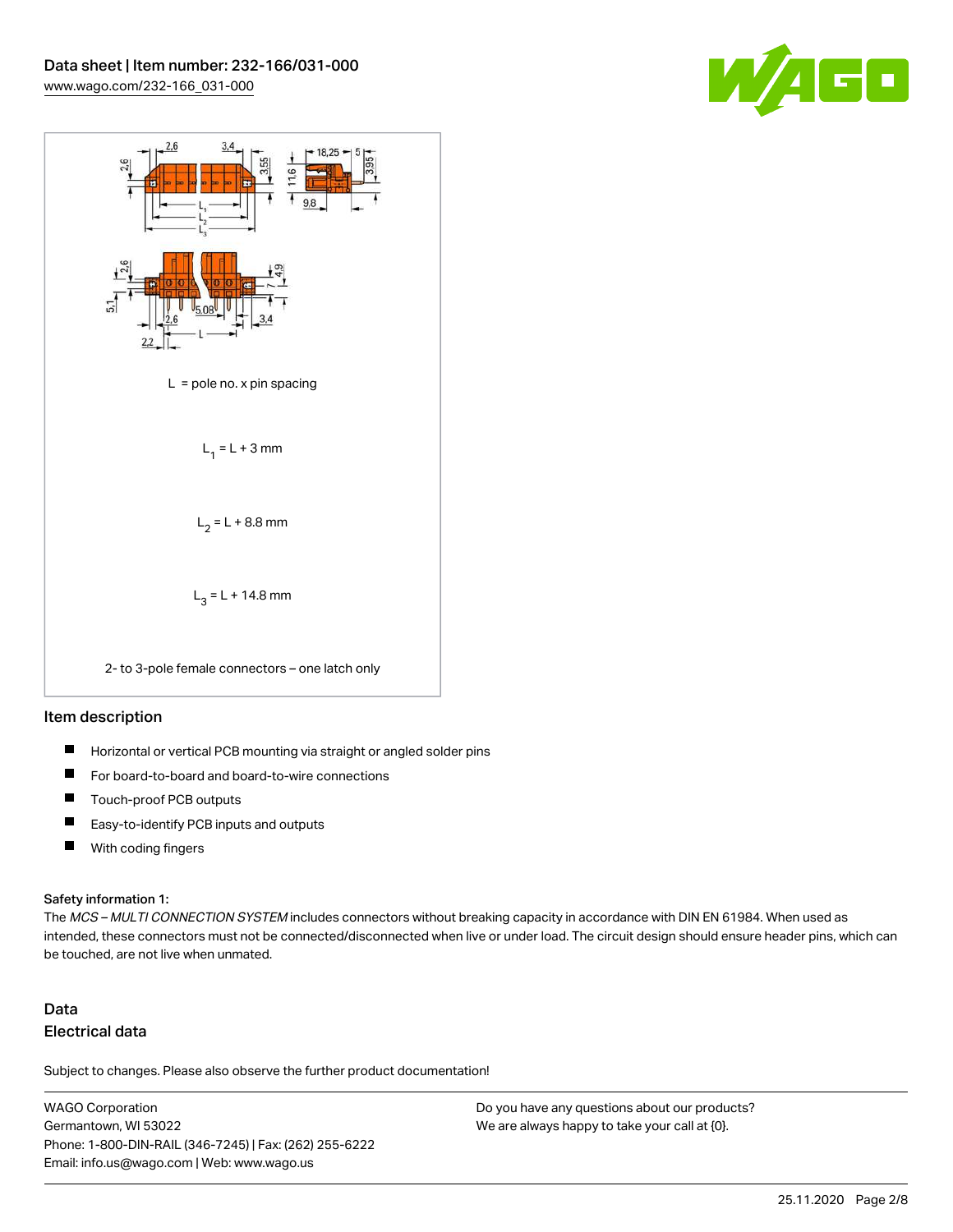L = pole no. x pin spacing

$L_1 = L + 3$ mm

$L_2 = L + 8.8$ mm

$L_3 = L + 14.8$ mm

2- to 3-pole female connectors – one latch only

## Item description

- Horizontal or vertical PCB mounting via straight or angled solder pins
- For board-to-board and board-to-wire connections
- Touch-proof PCB outputs
- Easy-to-identify PCB inputs and outputs
- With coding fingers

### Safety information 1:

The *MCS – MULTI CONNECTION SYSTEM* includes connectors without breaking capacity in accordance with DIN EN 61984. When used as intended, these connectors must not be connected/disconnected when live or under load. The circuit design should ensure header pins, which can be touched, are not live when unmated.

## Data

### Electrical data

Subject to changes. Please also observe the further product documentation!

WAGO Corporation
Germantown, WI 53022
Phone: 1-800-DIN-RAIL (346-7245) | Fax: (262) 255-6222
Email: info.us@wago.com | Web: www.wago.us

Do you have any questions about our products?
We are always happy to take your call at {0}.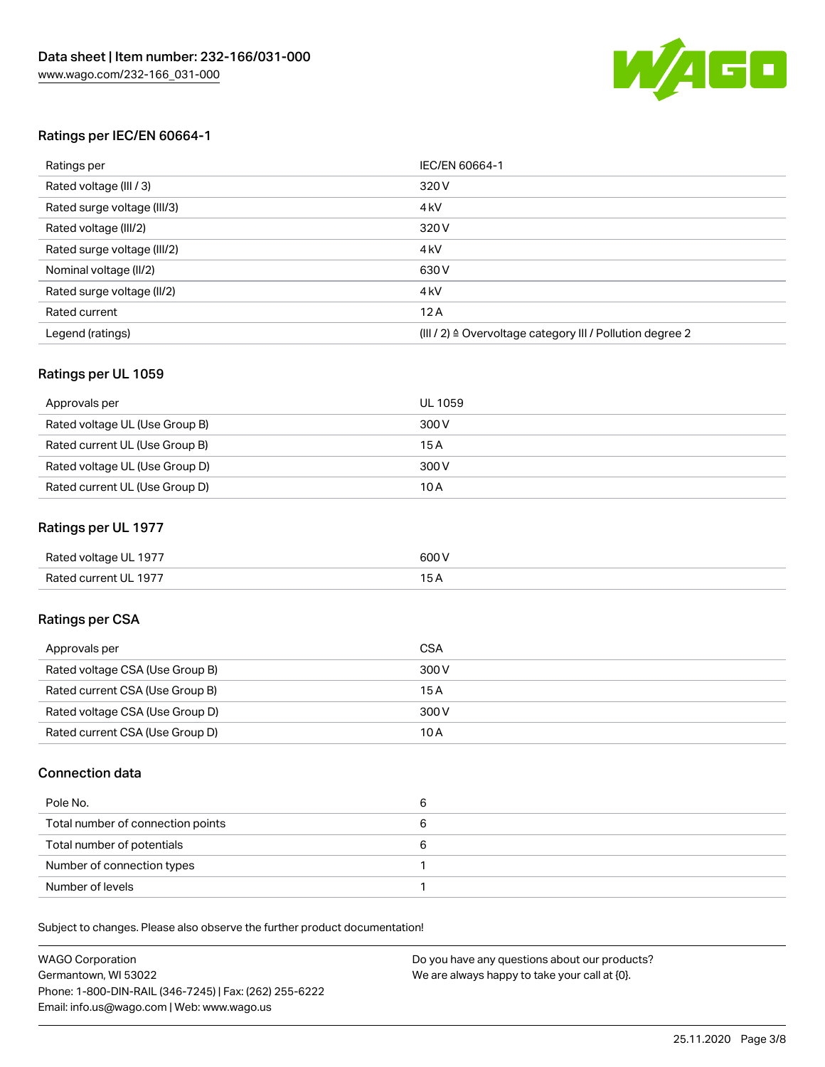## Ratings per IEC/EN 60664-1

| Ratings per | IEC/EN 60664-1 |
| --- | --- |
| Rated voltage (III / 3) | 320 V |
| Rated surge voltage (III/3) | 4 kV |
| Rated voltage (III/2) | 320 V |
| Rated surge voltage (III/2) | 4 kV |
| Nominal voltage (II/2) | 630 V |
| Rated surge voltage (II/2) | 4 kV |
| Rated current | 12 A |
| Legend (ratings) | (III / 2) ≙ Overvoltage category III / Pollution degree 2 |

## Ratings per UL 1059

| Approvals per | UL 1059 |
| --- | --- |
| Rated voltage UL (Use Group B) | 300 V |
| Rated current UL (Use Group B) | 15 A |
| Rated voltage UL (Use Group D) | 300 V |
| Rated current UL (Use Group D) | 10 A |

## Ratings per UL 1977

| Rated voltage UL 1977 | 600 V |
| --- | --- |
| Rated current UL 1977 | 15 A |

## Ratings per CSA

| Approvals per | CSA |
| --- | --- |
| Rated voltage CSA (Use Group B) | 300 V |
| Rated current CSA (Use Group B) | 15 A |
| Rated voltage CSA (Use Group D) | 300 V |
| Rated current CSA (Use Group D) | 10 A |

## Connection data

| Pole No. | 6 |
| --- | --- |
| Total number of connection points | 6 |
| Total number of potentials | 6 |
| Number of connection types | 1 |
| Number of levels | 1 |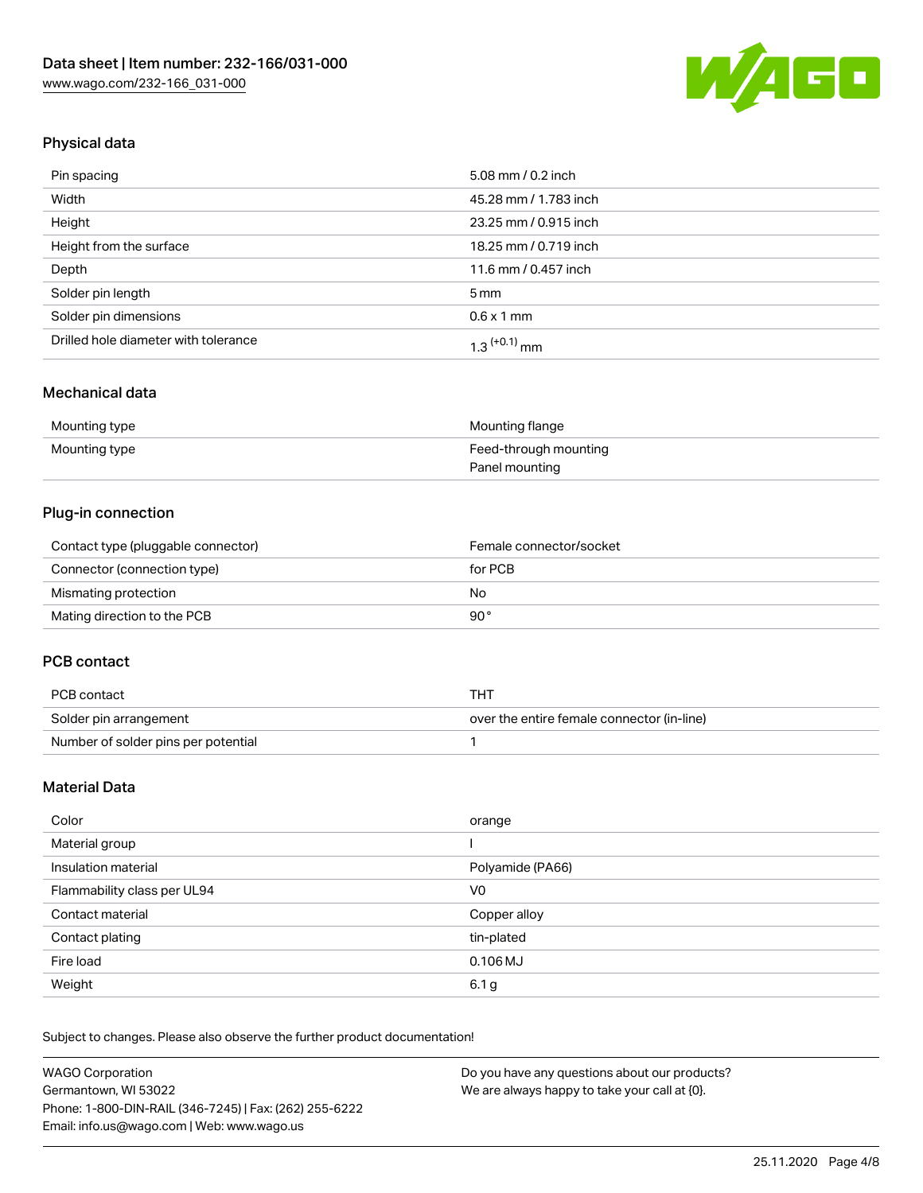## Physical data

| | |
|---|---|
| Pin spacing | 5.08 mm / 0.2 inch |
| Width | 45.28 mm / 1.783 inch |
| Height | 23.25 mm / 0.915 inch |
| Height from the surface | 18.25 mm / 0.719 inch |
| Depth | 11.6 mm / 0.457 inch |
| Solder pin length | 5 mm |
| Solder pin dimensions | 0.6 x 1 mm |
| Drilled hole diameter with tolerance | $1.3^{(+0.1)}$ mm |

## Mechanical data

| | |
|---|---|
| Mounting type | Mounting flange |
| Mounting type | Feed-through mounting<br>Panel mounting |

## Plug-in connection

| | |
|---|---|
| Contact type (pluggable connector) | Female connector/socket |
| Connector (connection type) | for PCB |
| Mismating protection | No |
| Mating direction to the PCB | 90° |

## PCB contact

| | |
|---|---|
| PCB contact | THT |
| Solder pin arrangement | over the entire female connector (in-line) |
| Number of solder pins per potential | 1 |

## Material Data

| | |
|---|---|
| Color | orange |
| Material group | I |
| Insulation material | Polyamide (PA66) |
| Flammability class per UL94 | V0 |
| Contact material | Copper alloy |
| Contact plating | tin-plated |
| Fire load | 0.106 MJ |
| Weight | 6.1 g |

Subject to changes. Please also observe the further product documentation!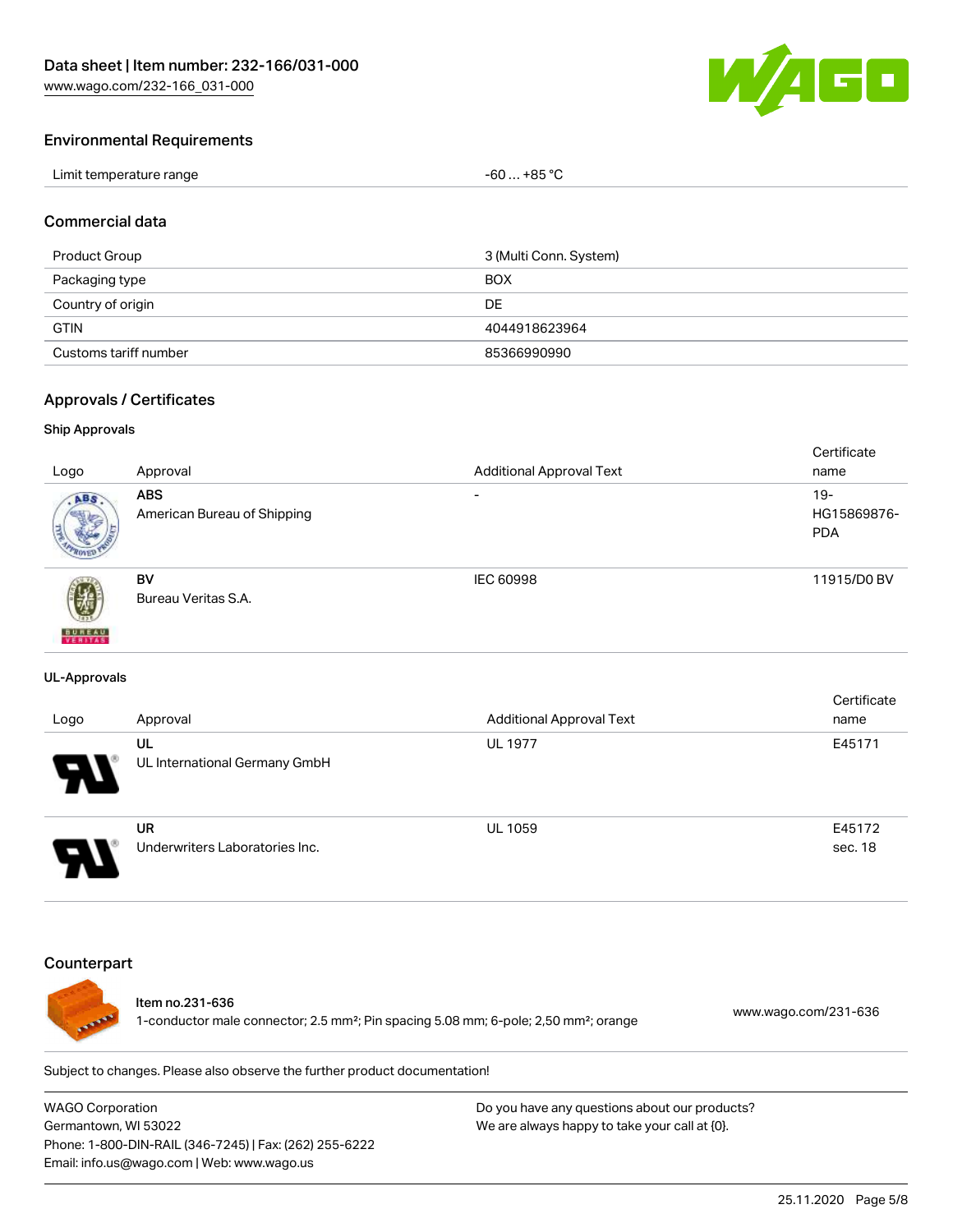## Environmental Requirements

| | |
|---|---|
| Limit temperature range | -60 … +85 °C |

## Commercial data

| | |
|---|---|
| Product Group | 3 (Multi Conn. System) |
| Packaging type | BOX |
| Country of origin | DE |
| GTIN | 4044918623964 |
| Customs tariff number | 85366990990 |

## Approvals / Certificates

### Ship Approvals

| Logo | Approval | Additional Approval Text | Certificate name |
|---|---|---|---|
| | **ABS** American Bureau of Shipping | - | 19-HG15869876-PDA |
| | **BV** Bureau Veritas S.A. | IEC 60998 | 11915/D0 BV |

### UL-Approvals

| Logo | Approval | Additional Approval Text | Certificate name |
|---|---|---|---|
| | **UL** UL International Germany GmbH | UL 1977 | E45171 |
| | **UR** Underwriters Laboratories Inc. | UL 1059 | E45172 sec. 18 |

## Counterpart

Item no.231-636
1-conductor male connector; 2.5 mm²; Pin spacing 5.08 mm; 6-pole; 2,50 mm²; orange

www.wago.com/231-636

Subject to changes. Please also observe the further product documentation!

WAGO Corporation
Germantown, WI 53022
Phone: 1-800-DIN-RAIL (346-7245) | Fax: (262) 255-6222
Email: info.us@wago.com | Web: www.wago.us

Do you have any questions about our products?
We are always happy to take your call at {0}.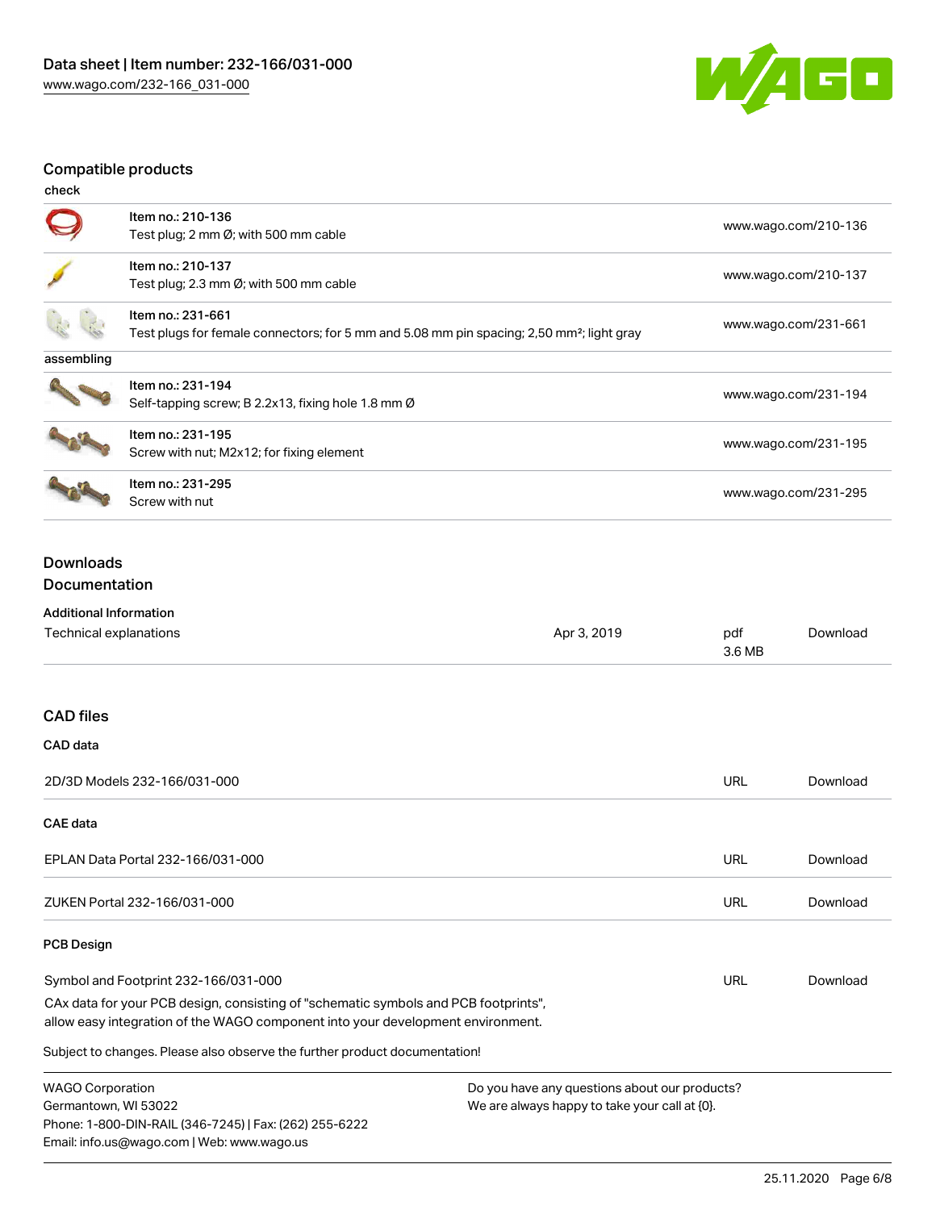## Compatible products

check

| | | |
|---|---|---|
| | Item no.: 210-136<br>Test plug; 2 mm Ø; with 500 mm cable | www.wago.com/210-136 |
| | Item no.: 210-137<br>Test plug; 2.3 mm Ø; with 500 mm cable | www.wago.com/210-137 |
| | Item no.: 231-661<br>Test plugs for female connectors; for 5 mm and 5.08 mm pin spacing; 2,50 mm²; light gray | www.wago.com/231-661 |

assembling

| | | |
|---|---|---|
| | Item no.: 231-194<br>Self-tapping screw; B 2.2x13, fixing hole 1.8 mm Ø | www.wago.com/231-194 |
| | Item no.: 231-195<br>Screw with nut; M2x12; for fixing element | www.wago.com/231-195 |
| | Item no.: 231-295<br>Screw with nut | www.wago.com/231-295 |

## Downloads

### Documentation

**Additional Information**

| | | | |
|---|---|---|---|
| Technical explanations | Apr 3, 2019 | pdf<br>3.6 MB | Download |

## CAD files

**CAD data**

| | | |
|---|---|---|
| 2D/3D Models 232-166/031-000 | URL | Download |

**CAE data**

| | | |
|---|---|---|
| EPLAN Data Portal 232-166/031-000 | URL | Download |
| ZUKEN Portal 232-166/031-000 | URL | Download |

**PCB Design**

| | | |
|---|---|---|
| Symbol and Footprint 232-166/031-000 | URL | Download |

CAx data for your PCB design, consisting of "schematic symbols and PCB footprints", allow easy integration of the WAGO component into your development environment.

Subject to changes. Please also observe the further product documentation!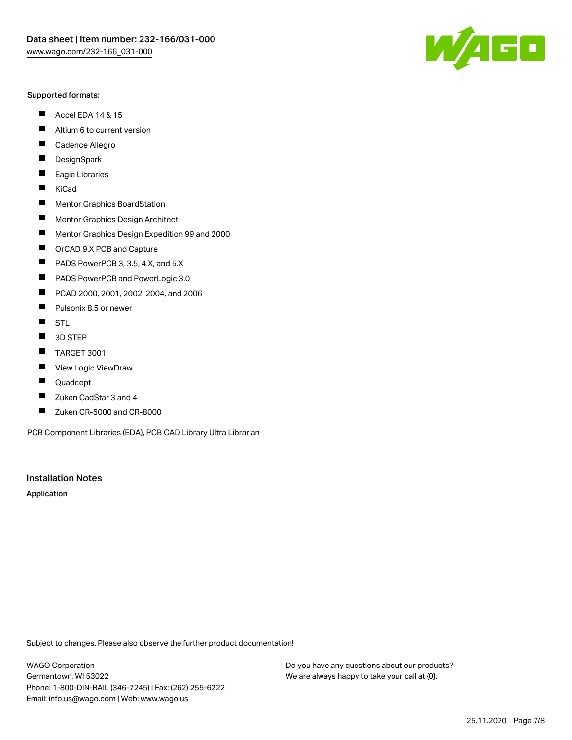Supported formats:

- Accel EDA 14 & 15
- Altium 6 to current version
- Cadence Allegro
- DesignSpark
- Eagle Libraries
- KiCad
- Mentor Graphics BoardStation
- Mentor Graphics Design Architect
- Mentor Graphics Design Expedition 99 and 2000
- OrCAD 9.X PCB and Capture
- PADS PowerPCB 3, 3.5, 4.X, and 5.X
- PADS PowerPCB and PowerLogic 3.0
- PCAD 2000, 2001, 2002, 2004, and 2006
- Pulsonix 8.5 or newer
- STL
- 3D STEP
- TARGET 3001!
- View Logic ViewDraw
- Quadcept
- Zuken CadStar 3 and 4
- Zuken CR-5000 and CR-8000

PCB Component Libraries (EDA), PCB CAD Library Ultra Librarian

## Installation Notes

**Application**

Subject to changes. Please also observe the further product documentation!

WAGO Corporation
Germantown, WI 53022
Phone: 1-800-DIN-RAIL (346-7245) | Fax: (262) 255-6222
Email: info.us@wago.com | Web: www.wago.us

Do you have any questions about our products?
We are always happy to take your call at {0}.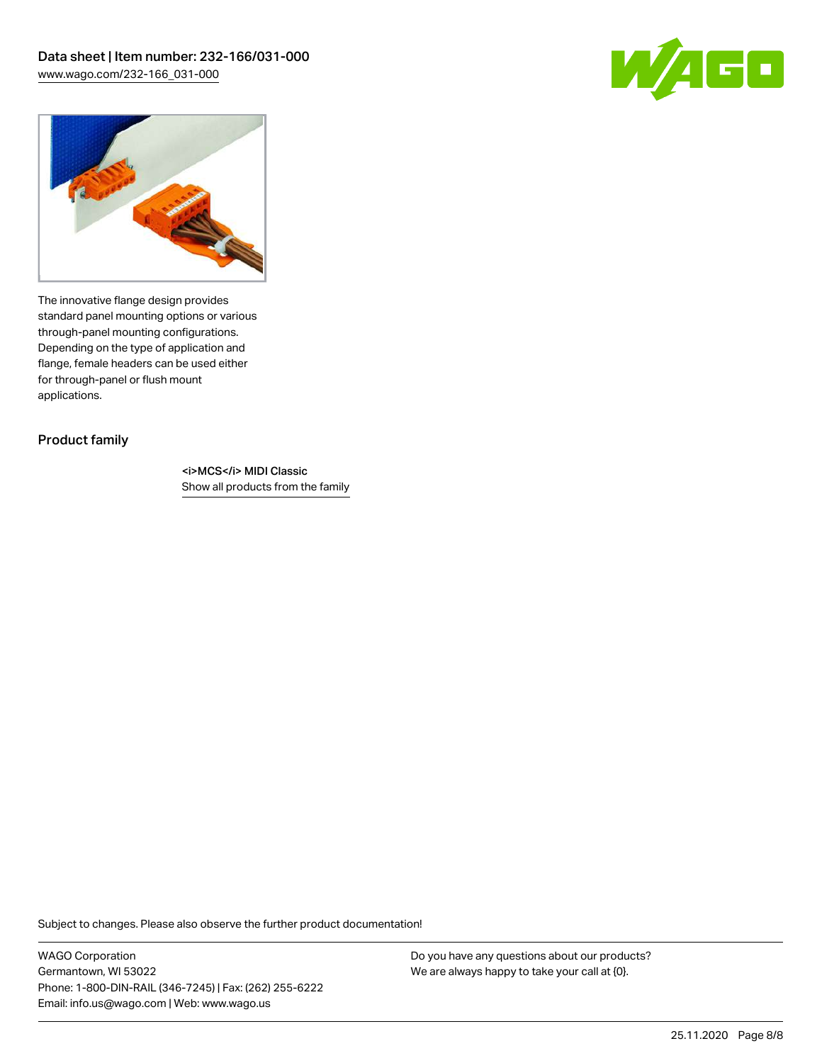The innovative flange design provides standard panel mounting options or various through-panel mounting configurations. Depending on the type of application and flange, female headers can be used either for through-panel or flush mount applications.

## Product family

<i>MCS</i> MIDI Classic
Show all products from the family

Subject to changes. Please also observe the further product documentation!

WAGO Corporation
Germantown, WI 53022
Phone: 1-800-DIN-RAIL (346-7245) | Fax: (262) 255-6222
Email: info.us@wago.com | Web: www.wago.us

Do you have any questions about our products?
We are always happy to take your call at {0}.